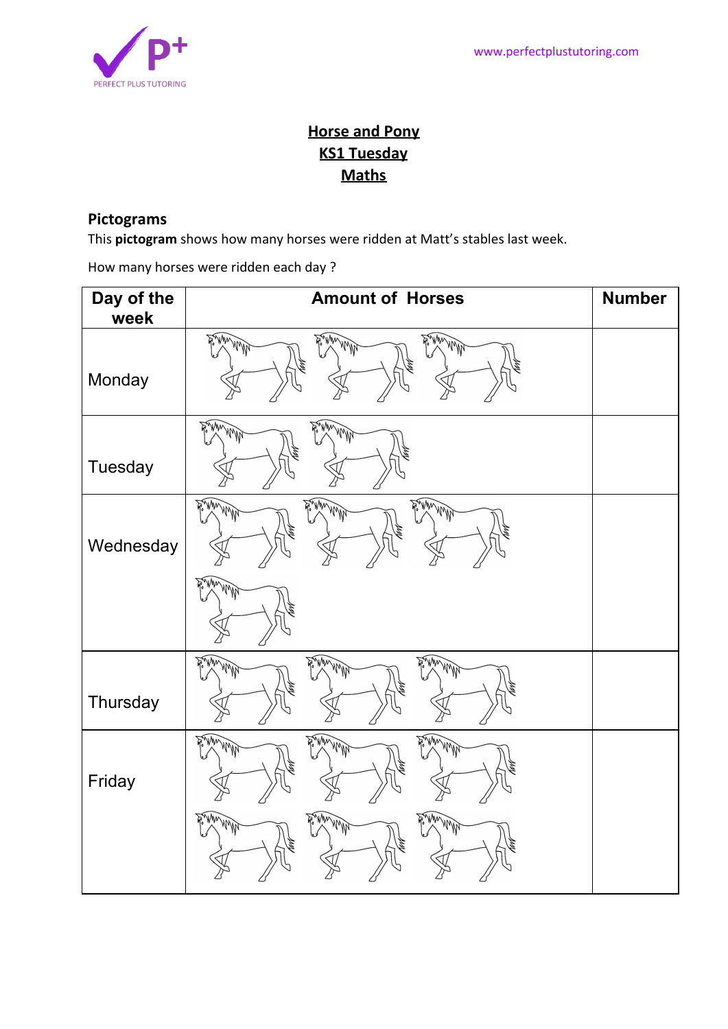# Horse and Pony

## KS1 Tuesday

## Maths

### Pictograms

This **pictogram** shows how many horses were ridden at Matt's stables last week.

How many horses were ridden each day ?

| Day of the week | Amount of Horses | Number |
|---|---|---|
| Monday | | |
| Tuesday | | |
| Wednesday | | |
| Thursday | | |
| Friday | | |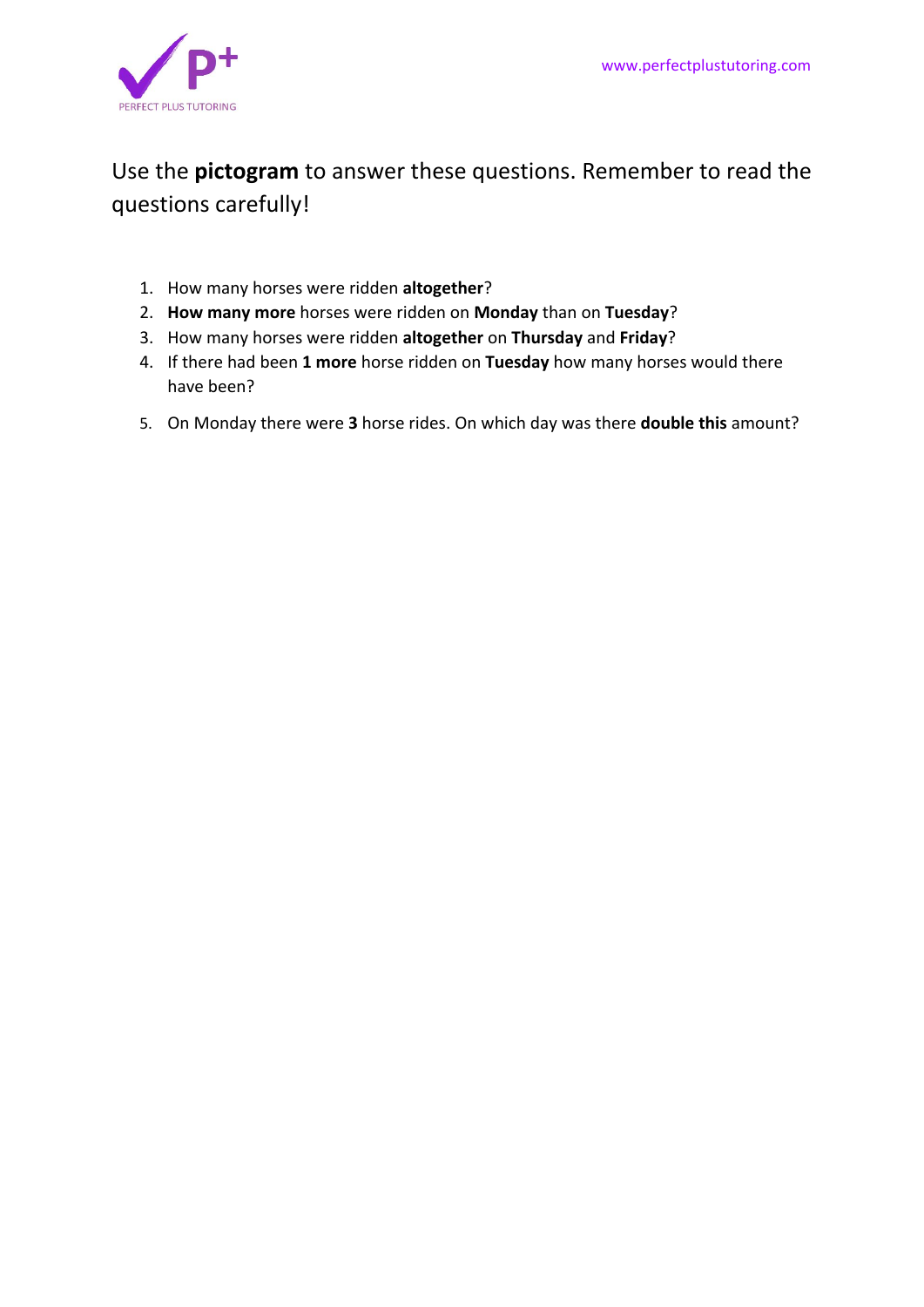Use the **pictogram** to answer these questions. Remember to read the questions carefully!

1. How many horses were ridden **altogether**?
2. **How many more** horses were ridden on **Monday** than on **Tuesday**?
3. How many horses were ridden **altogether** on **Thursday** and **Friday**?
4. If there had been **1 more** horse ridden on **Tuesday** how many horses would there have been?
5. On Monday there were **3** horse rides. On which day was there **double this** amount?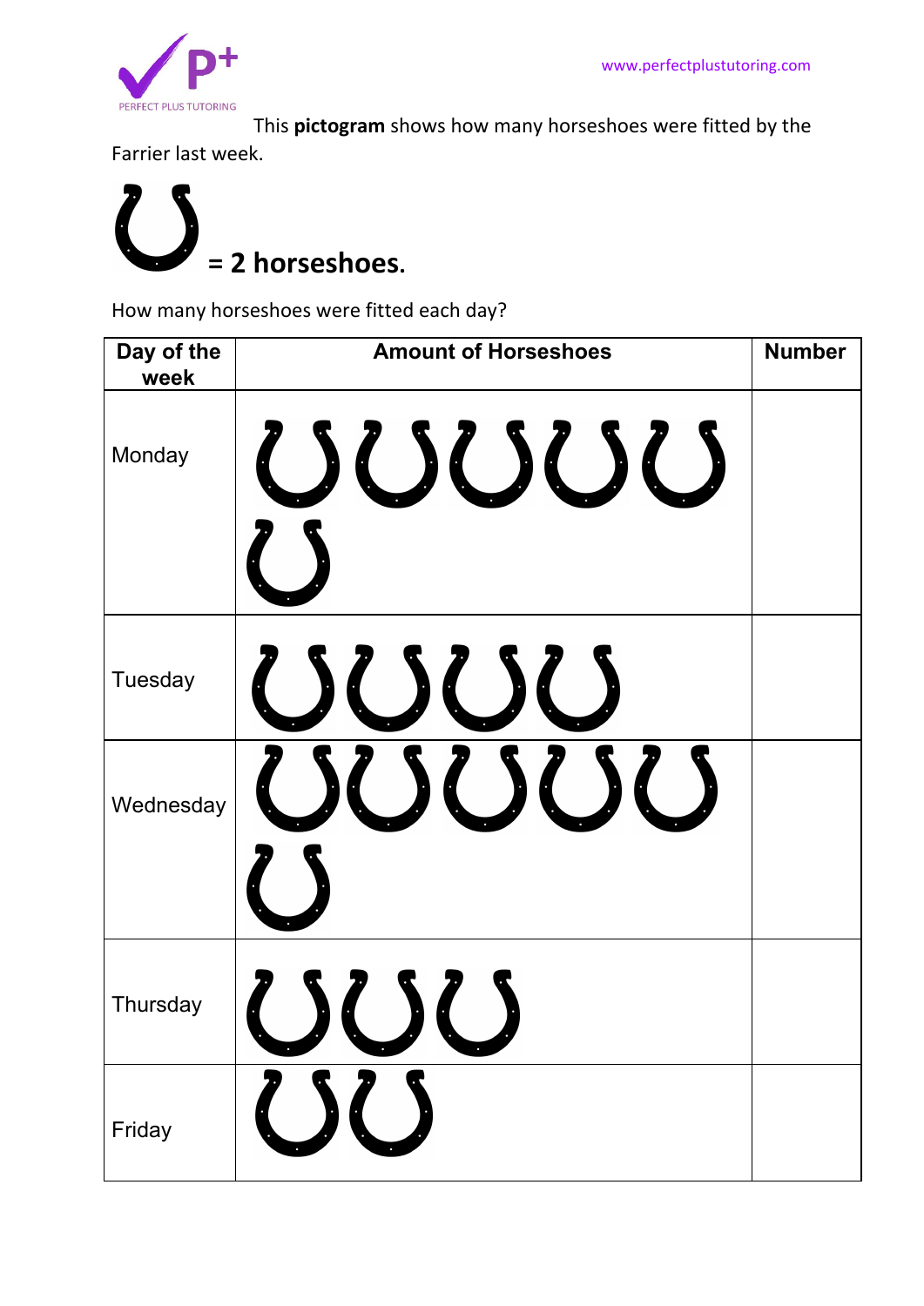This **pictogram** shows how many horseshoes were fitted by the Farrier last week.

**= 2 horseshoes.**

How many horseshoes were fitted each day?

| Day of the week | Amount of Horseshoes | Number |
|---|---|---|
| Monday | | |
| Tuesday | | |
| Wednesday | | |
| Thursday | | |
| Friday | | |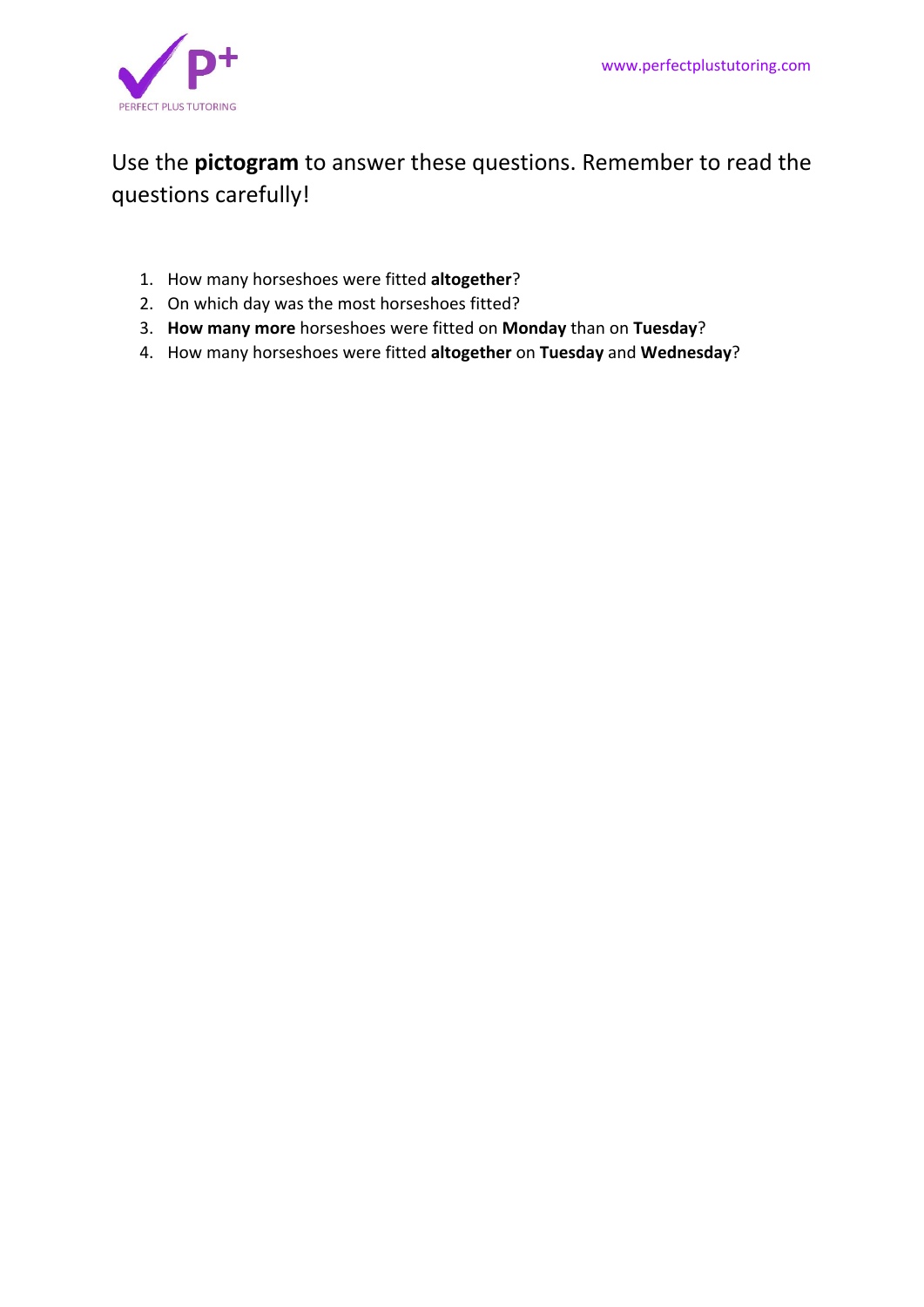Use the **pictogram** to answer these questions. Remember to read the questions carefully!

1. How many horseshoes were fitted **altogether**?
2. On which day was the most horseshoes fitted?
3. **How many more** horseshoes were fitted on **Monday** than on **Tuesday**?
4. How many horseshoes were fitted **altogether** on **Tuesday** and **Wednesday**?